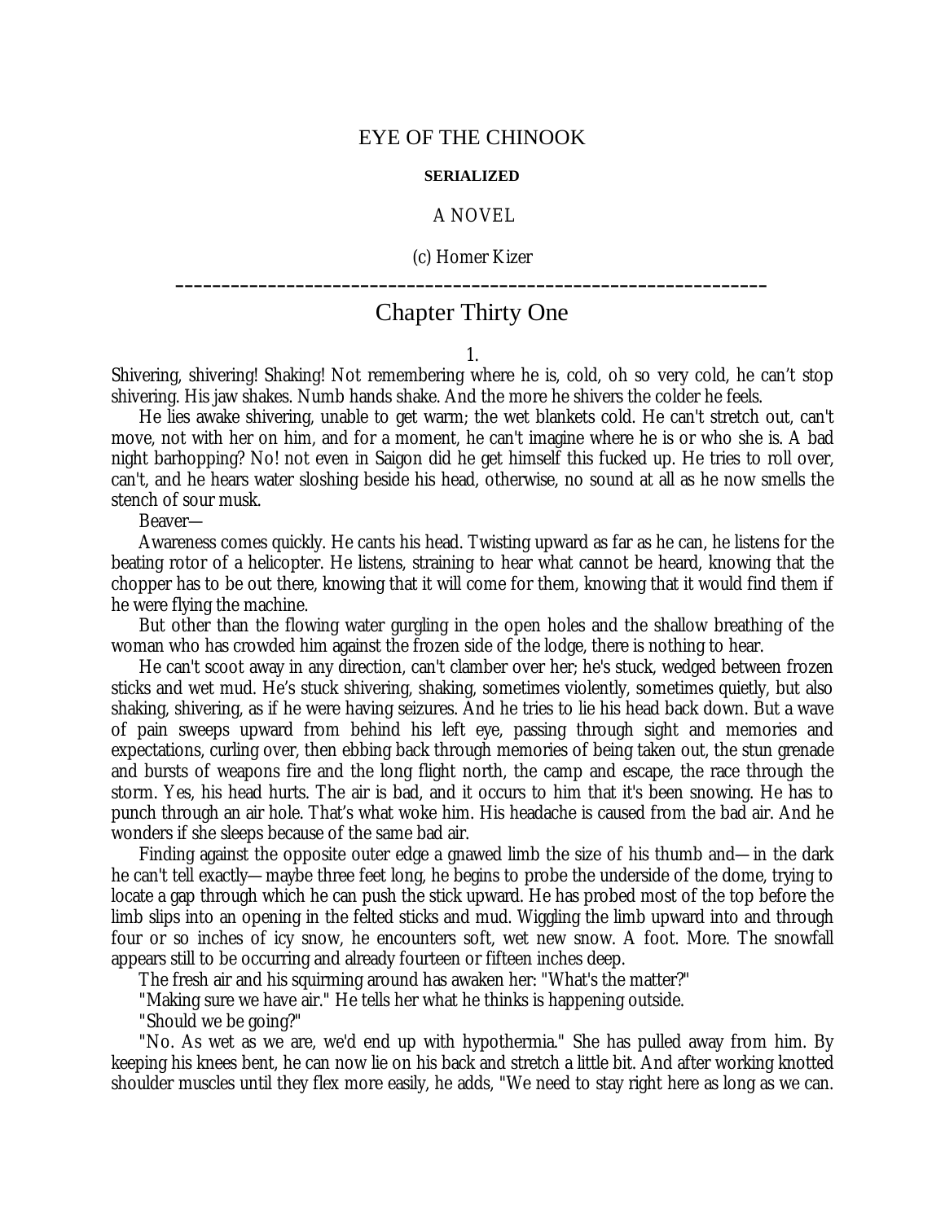EYE OF THE CHINOOK

**SERIALIZED**

A NOVEL

(c) Homer Kizer

---

# Chapter Thirty One

1.

Shivering, shivering! Shaking! Not remembering where he is, cold, oh so very cold, he can't stop shivering. His jaw shakes. Numb hands shake. And the more he shivers the colder he feels.

He lies awake shivering, unable to get warm; the wet blankets cold. He can't stretch out, can't move, not with her on him, and for a moment, he can't imagine where he is or who she is. A bad night barhopping? No! not even in Saigon did he get himself this fucked up. He tries to roll over, can't, and he hears water sloshing beside his head, otherwise, no sound at all as he now smells the stench of sour musk.

Beaver—

Awareness comes quickly. He cants his head. Twisting upward as far as he can, he listens for the beating rotor of a helicopter. He listens, straining to hear what cannot be heard, knowing that the chopper has to be out there, knowing that it will come for them, knowing that it would find them if he were flying the machine.

But other than the flowing water gurgling in the open holes and the shallow breathing of the woman who has crowded him against the frozen side of the lodge, there is nothing to hear.

He can't scoot away in any direction, can't clamber over her; he's stuck, wedged between frozen sticks and wet mud. He's stuck shivering, shaking, sometimes violently, sometimes quietly, but also shaking, shivering, as if he were having seizures. And he tries to lie his head back down. But a wave of pain sweeps upward from behind his left eye, passing through sight and memories and expectations, curling over, then ebbing back through memories of being taken out, the stun grenade and bursts of weapons fire and the long flight north, the camp and escape, the race through the storm. Yes, his head hurts. The air is bad, and it occurs to him that it's been snowing. He has to punch through an air hole. That's what woke him. His headache is caused from the bad air. And he wonders if she sleeps because of the same bad air.

Finding against the opposite outer edge a gnawed limb the size of his thumb and—in the dark he can't tell exactly—maybe three feet long, he begins to probe the underside of the dome, trying to locate a gap through which he can push the stick upward. He has probed most of the top before the limb slips into an opening in the felted sticks and mud. Wiggling the limb upward into and through four or so inches of icy snow, he encounters soft, wet new snow. A foot. More. The snowfall appears still to be occurring and already fourteen or fifteen inches deep.

The fresh air and his squirming around has awaken her: "What's the matter?"

"Making sure we have air." He tells her what he thinks is happening outside.

"Should we be going?"

"No. As wet as we are, we'd end up with hypothermia." She has pulled away from him. By keeping his knees bent, he can now lie on his back and stretch a little bit. And after working knotted shoulder muscles until they flex more easily, he adds, "We need to stay right here as long as we can.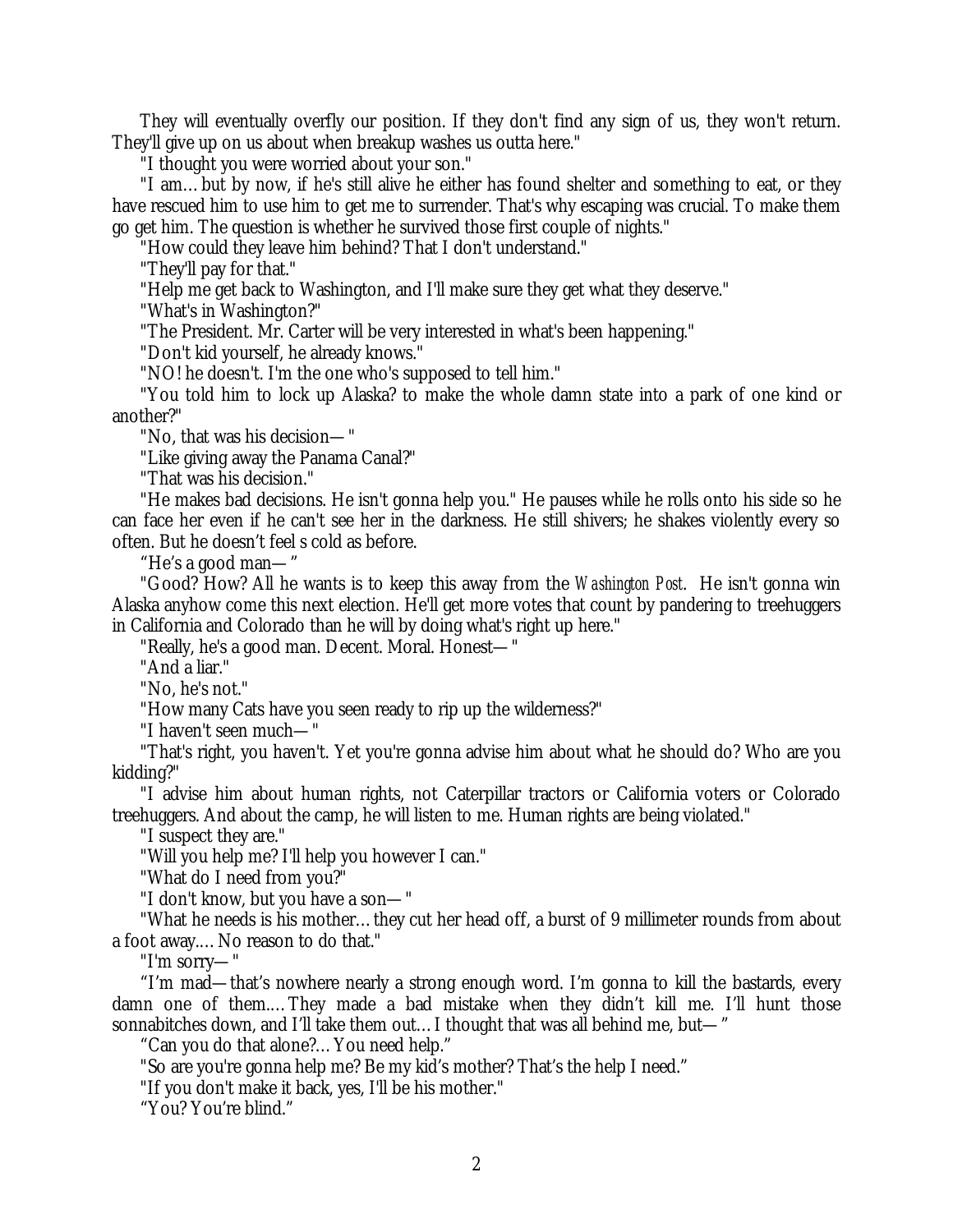They will eventually overfly our position. If they don't find any sign of us, they won't return. They'll give up on us about when breakup washes us outta here."

"I thought you were worried about your son."

"I am…but by now, if he's still alive he either has found shelter and something to eat, or they have rescued him to use him to get me to surrender. That's why escaping was crucial. To make them go get him. The question is whether he survived those first couple of nights."

"How could they leave him behind? That I don't understand."

"They'll pay for that."

"Help me get back to Washington, and I'll make sure they get what they deserve."

"What's in Washington?"

"The President. Mr. Carter will be very interested in what's been happening."

"Don't kid yourself, he already knows."

"NO! he doesn't. I'm the one who's supposed to tell him."

"You told him to lock up Alaska? to make the whole damn state into a park of one kind or another?"

"No, that was his decision—"

"Like giving away the Panama Canal?"

"That was his decision."

"He makes bad decisions. He isn't gonna help you." He pauses while he rolls onto his side so he can face her even if he can't see her in the darkness. He still shivers; he shakes violently every so often. But he doesn't feel s cold as before.

"He's a good man—"

"Good? How? All he wants is to keep this away from the *Washington Post*. He isn't gonna win Alaska anyhow come this next election. He'll get more votes that count by pandering to treehuggers in California and Colorado than he will by doing what's right up here."

"Really, he's a good man. Decent. Moral. Honest—"

"And a liar."

"No, he's not."

"How many Cats have you seen ready to rip up the wilderness?"

"I haven't seen much—"

"That's right, you haven't. Yet you're gonna advise him about what he should do? Who are you kidding?"

"I advise him about human rights, not Caterpillar tractors or California voters or Colorado treehuggers. And about the camp, he will listen to me. Human rights are being violated."

"I suspect they are."

"Will you help me? I'll help you however I can."

"What do I need from you?"

"I don't know, but you have a son—"

"What he needs is his mother…they cut her head off, a burst of 9 millimeter rounds from about a foot away.…No reason to do that."

"I'm sorry—"

"I'm mad—that's nowhere nearly a strong enough word. I'm gonna to kill the bastards, every damn one of them.…They made a bad mistake when they didn't kill me. I'll hunt those sonnabitches down, and I'll take them out…I thought that was all behind me, but—"

"Can you do that alone?…You need help."

"So are you're gonna help me? Be my kid's mother? That's the help I need."

"If you don't make it back, yes, I'll be his mother."

"You? You're blind."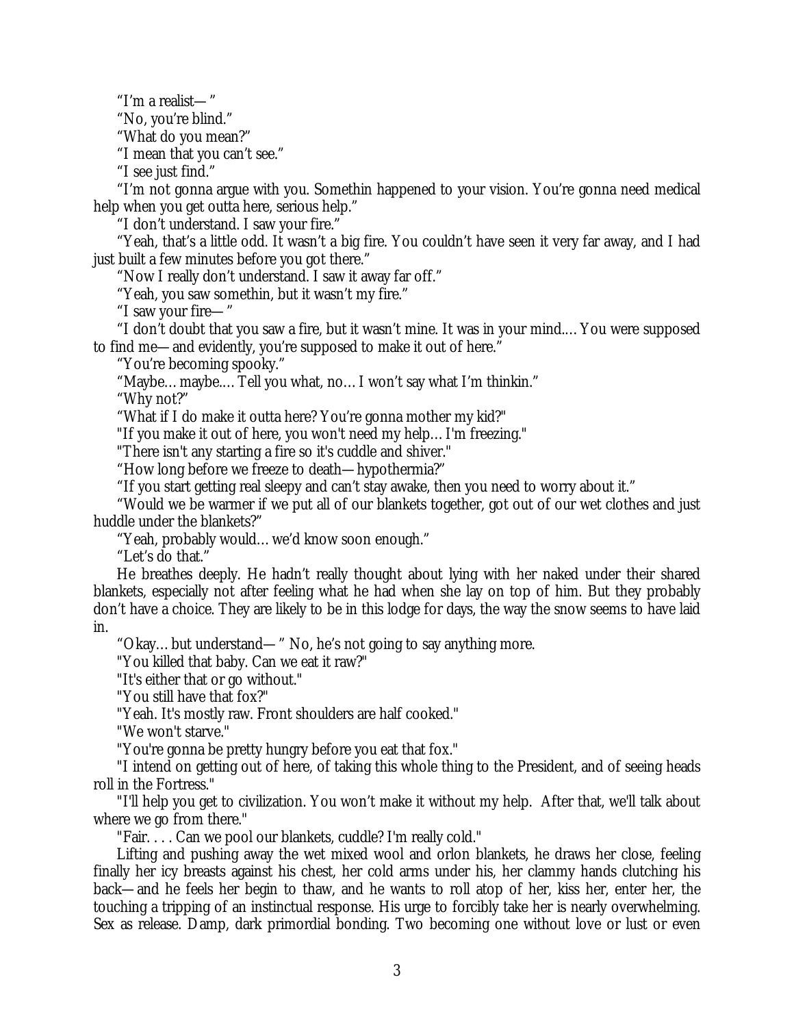"I'm a realist— "

"No, you're blind."

"What do you mean?"

"I mean that you can't see."

"I see just find."

"I'm not gonna argue with you. Somethin happened to your vision. You're gonna need medical help when you get outta here, serious help."

"I don't understand. I saw your fire."

"Yeah, that's a little odd. It wasn't a big fire. You couldn't have seen it very far away, and I had just built a few minutes before you got there."

"Now I really don't understand. I saw it away far off."

"Yeah, you saw somethin, but it wasn't my fire."

"I saw your fire— "

"I don't doubt that you saw a fire, but it wasn't mine. It was in your mind.... You were supposed to find me—and evidently, you're supposed to make it out of here."

"You're becoming spooky."

"Maybe... maybe.... Tell you what, no... I won't say what I'm thinkin."

"Why not?"

"What if I do make it outta here? You're gonna mother my kid?"

"If you make it out of here, you won't need my help... I'm freezing."

"There isn't any starting a fire so it's cuddle and shiver."

"How long before we freeze to death—hypothermia?"

"If you start getting real sleepy and can't stay awake, then you need to worry about it."

"Would we be warmer if we put all of our blankets together, got out of our wet clothes and just huddle under the blankets?"

"Yeah, probably would... we'd know soon enough."

"Let's do that."

He breathes deeply. He hadn't really thought about lying with her naked under their shared blankets, especially not after feeling what he had when she lay on top of him. But they probably don't have a choice. They are likely to be in this lodge for days, the way the snow seems to have laid in.

"Okay... but understand— " No, he's not going to say anything more.

"You killed that baby. Can we eat it raw?"

"It's either that or go without."

"You still have that fox?"

"Yeah. It's mostly raw. Front shoulders are half cooked."

"We won't starve."

"You're gonna be pretty hungry before you eat that fox."

"I intend on getting out of here, of taking this whole thing to the President, and of seeing heads roll in the Fortress."

"I'll help you get to civilization. You won't make it without my help. After that, we'll talk about where we go from there."

"Fair. . . . Can we pool our blankets, cuddle? I'm really cold."

Lifting and pushing away the wet mixed wool and orlon blankets, he draws her close, feeling finally her icy breasts against his chest, her cold arms under his, her clammy hands clutching his back—and he feels her begin to thaw, and he wants to roll atop of her, kiss her, enter her, the touching a tripping of an instinctual response. His urge to forcibly take her is nearly overwhelming. Sex as release. Damp, dark primordial bonding. Two becoming one without love or lust or even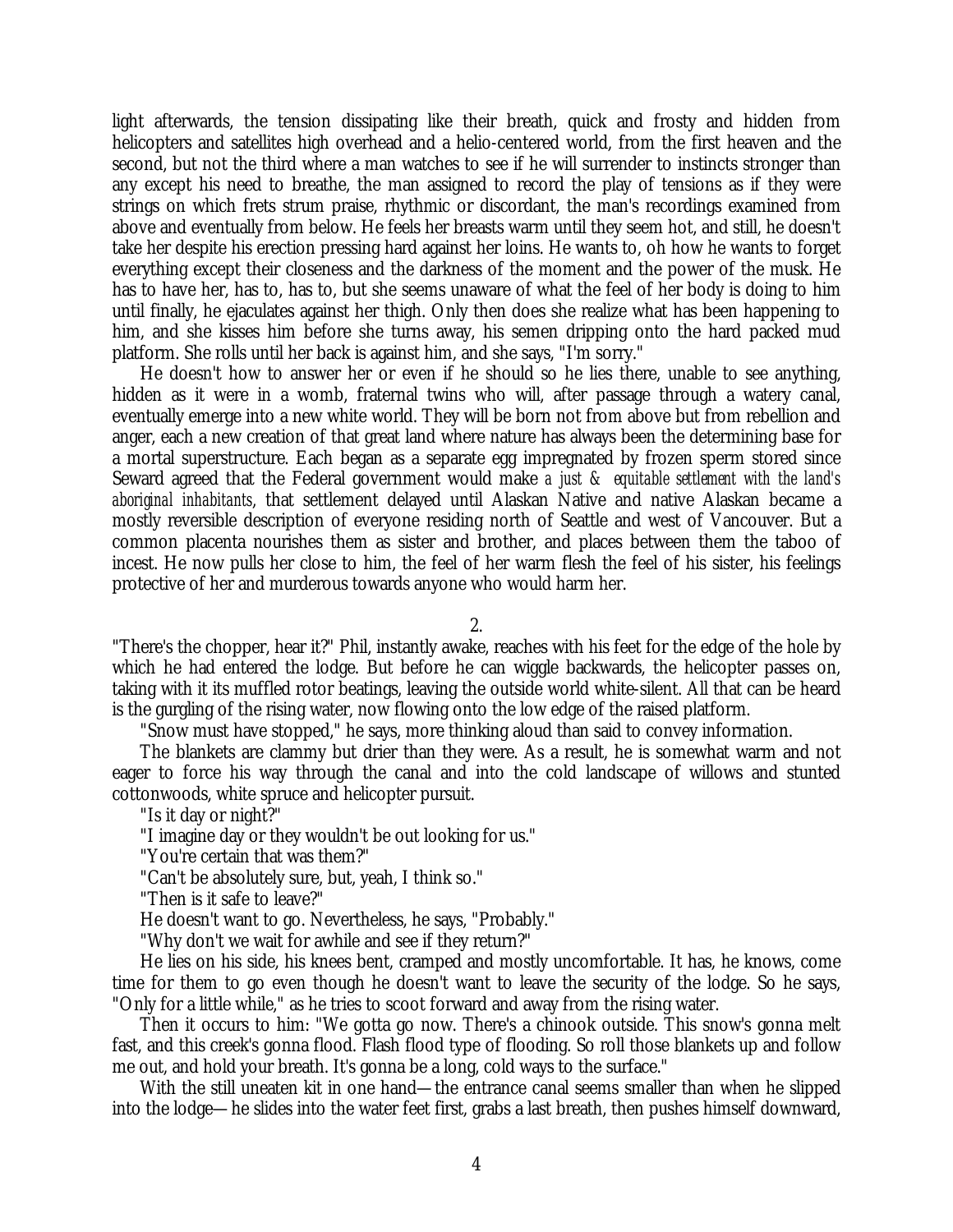light afterwards, the tension dissipating like their breath, quick and frosty and hidden from helicopters and satellites high overhead and a helio-centered world, from the first heaven and the second, but not the third where a man watches to see if he will surrender to instincts stronger than any except his need to breathe, the man assigned to record the play of tensions as if they were strings on which frets strum praise, rhythmic or discordant, the man's recordings examined from above and eventually from below. He feels her breasts warm until they seem hot, and still, he doesn't take her despite his erection pressing hard against her loins. He wants to, oh how he wants to forget everything except their closeness and the darkness of the moment and the power of the musk. He has to have her, has to, has to, but she seems unaware of what the feel of her body is doing to him until finally, he ejaculates against her thigh. Only then does she realize what has been happening to him, and she kisses him before she turns away, his semen dripping onto the hard packed mud platform. She rolls until her back is against him, and she says, "I'm sorry."

He doesn't how to answer her or even if he should so he lies there, unable to see anything, hidden as it were in a womb, fraternal twins who will, after passage through a watery canal, eventually emerge into a new white world. They will be born not from above but from rebellion and anger, each a new creation of that great land where nature has always been the determining base for a mortal superstructure. Each began as a separate egg impregnated by frozen sperm stored since Seward agreed that the Federal government would make *a just & equitable settlement with the land's aboriginal inhabitants*, that settlement delayed until Alaskan Native and native Alaskan became a mostly reversible description of everyone residing north of Seattle and west of Vancouver. But a common placenta nourishes them as sister and brother, and places between them the taboo of incest. He now pulls her close to him, the feel of her warm flesh the feel of his sister, his feelings protective of her and murderous towards anyone who would harm her.

2.

"There's the chopper, hear it?" Phil, instantly awake, reaches with his feet for the edge of the hole by which he had entered the lodge. But before he can wiggle backwards, the helicopter passes on, taking with it its muffled rotor beatings, leaving the outside world white-silent. All that can be heard is the gurgling of the rising water, now flowing onto the low edge of the raised platform.

"Snow must have stopped," he says, more thinking aloud than said to convey information.

The blankets are clammy but drier than they were. As a result, he is somewhat warm and not eager to force his way through the canal and into the cold landscape of willows and stunted cottonwoods, white spruce and helicopter pursuit.

"Is it day or night?"

"I imagine day or they wouldn't be out looking for us."

"You're certain that was them?"

"Can't be absolutely sure, but, yeah, I think so."

"Then is it safe to leave?"

He doesn't want to go. Nevertheless, he says, "Probably."

"Why don't we wait for awhile and see if they return?"

He lies on his side, his knees bent, cramped and mostly uncomfortable. It has, he knows, come time for them to go even though he doesn't want to leave the security of the lodge. So he says, "Only for a little while," as he tries to scoot forward and away from the rising water.

Then it occurs to him: "We gotta go now. There's a chinook outside. This snow's gonna melt fast, and this creek's gonna flood. Flash flood type of flooding. So roll those blankets up and follow me out, and hold your breath. It's gonna be a long, cold ways to the surface."

With the still uneaten kit in one hand—the entrance canal seems smaller than when he slipped into the lodge—he slides into the water feet first, grabs a last breath, then pushes himself downward,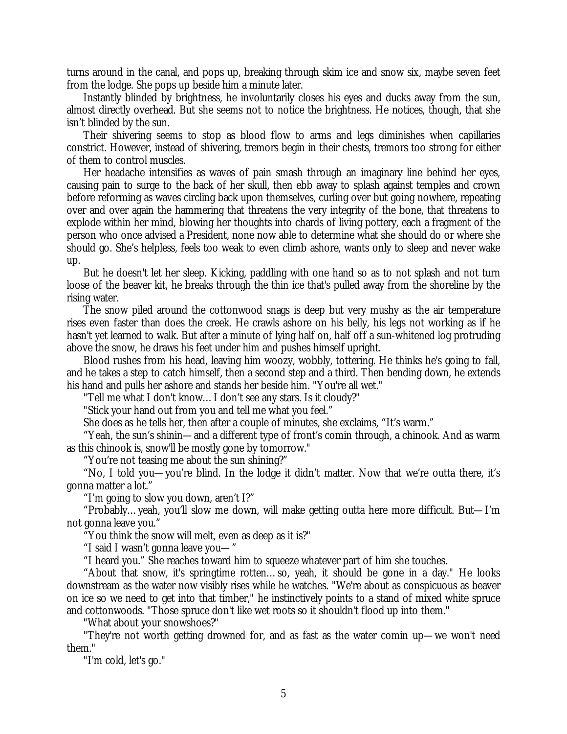turns around in the canal, and pops up, breaking through skim ice and snow six, maybe seven feet from the lodge. She pops up beside him a minute later.

Instantly blinded by brightness, he involuntarily closes his eyes and ducks away from the sun, almost directly overhead. But she seems not to notice the brightness. He notices, though, that she isn't blinded by the sun.

Their shivering seems to stop as blood flow to arms and legs diminishes when capillaries constrict. However, instead of shivering, tremors begin in their chests, tremors too strong for either of them to control muscles.

Her headache intensifies as waves of pain smash through an imaginary line behind her eyes, causing pain to surge to the back of her skull, then ebb away to splash against temples and crown before reforming as waves circling back upon themselves, curling over but going nowhere, repeating over and over again the hammering that threatens the very integrity of the bone, that threatens to explode within her mind, blowing her thoughts into chards of living pottery, each a fragment of the person who once advised a President, none now able to determine what she should do or where she should go. She's helpless, feels too weak to even climb ashore, wants only to sleep and never wake up.

But he doesn't let her sleep. Kicking, paddling with one hand so as to not splash and not turn loose of the beaver kit, he breaks through the thin ice that's pulled away from the shoreline by the rising water.

The snow piled around the cottonwood snags is deep but very mushy as the air temperature rises even faster than does the creek. He crawls ashore on his belly, his legs not working as if he hasn't yet learned to walk. But after a minute of lying half on, half off a sun-whitened log protruding above the snow, he draws his feet under him and pushes himself upright.

Blood rushes from his head, leaving him woozy, wobbly, tottering. He thinks he's going to fall, and he takes a step to catch himself, then a second step and a third. Then bending down, he extends his hand and pulls her ashore and stands her beside him. "You're all wet."

"Tell me what I don't know… I don't see any stars. Is it cloudy?"

"Stick your hand out from you and tell me what you feel."

She does as he tells her, then after a couple of minutes, she exclaims, "It's warm."

"Yeah, the sun's shinin—and a different type of front's comin through, a chinook. And as warm as this chinook is, snow'll be mostly gone by tomorrow."

"You're not teasing me about the sun shining?"

"No, I told you—you're blind. In the lodge it didn't matter. Now that we're outta there, it's gonna matter a lot."

"I'm going to slow you down, aren't I?"

"Probably… yeah, you'll slow me down, will make getting outta here more difficult. But—I'm not gonna leave you."

"You think the snow will melt, even as deep as it is?"

"I said I wasn't gonna leave you— "

"I heard you." She reaches toward him to squeeze whatever part of him she touches.

"About that snow, it's springtime rotten… so, yeah, it should be gone in a day." He looks downstream as the water now visibly rises while he watches. "We're about as conspicuous as beaver on ice so we need to get into that timber," he instinctively points to a stand of mixed white spruce and cottonwoods. "Those spruce don't like wet roots so it shouldn't flood up into them."

"What about your snowshoes?"

"They're not worth getting drowned for, and as fast as the water comin up—we won't need them."

"I'm cold, let's go."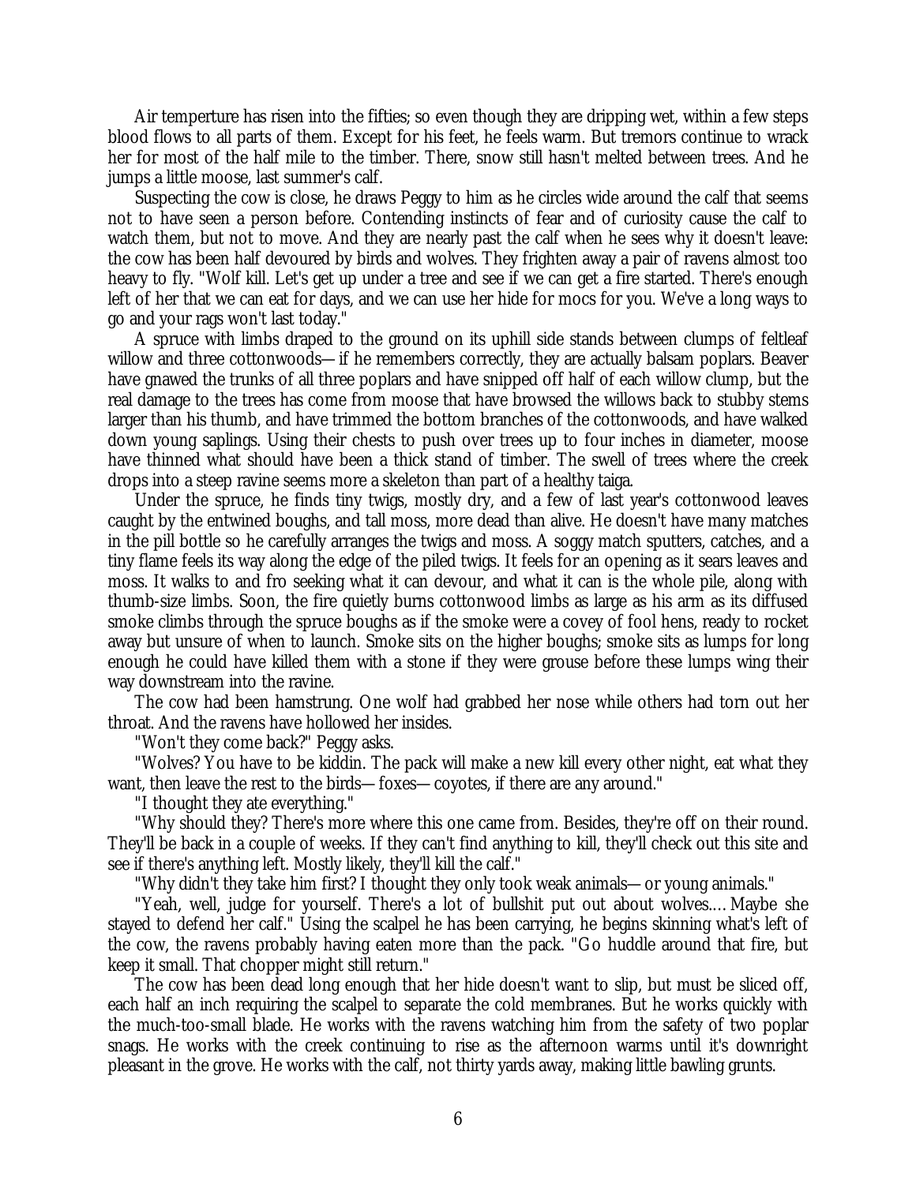Air temperture has risen into the fifties; so even though they are dripping wet, within a few steps blood flows to all parts of them. Except for his feet, he feels warm. But tremors continue to wrack her for most of the half mile to the timber. There, snow still hasn't melted between trees. And he jumps a little moose, last summer's calf.

Suspecting the cow is close, he draws Peggy to him as he circles wide around the calf that seems not to have seen a person before. Contending instincts of fear and of curiosity cause the calf to watch them, but not to move. And they are nearly past the calf when he sees why it doesn't leave: the cow has been half devoured by birds and wolves. They frighten away a pair of ravens almost too heavy to fly. "Wolf kill. Let's get up under a tree and see if we can get a fire started. There's enough left of her that we can eat for days, and we can use her hide for mocs for you. We've a long ways to go and your rags won't last today."

A spruce with limbs draped to the ground on its uphill side stands between clumps of feltleaf willow and three cottonwoods—if he remembers correctly, they are actually balsam poplars. Beaver have gnawed the trunks of all three poplars and have snipped off half of each willow clump, but the real damage to the trees has come from moose that have browsed the willows back to stubby stems larger than his thumb, and have trimmed the bottom branches of the cottonwoods, and have walked down young saplings. Using their chests to push over trees up to four inches in diameter, moose have thinned what should have been a thick stand of timber. The swell of trees where the creek drops into a steep ravine seems more a skeleton than part of a healthy taiga.

Under the spruce, he finds tiny twigs, mostly dry, and a few of last year's cottonwood leaves caught by the entwined boughs, and tall moss, more dead than alive. He doesn't have many matches in the pill bottle so he carefully arranges the twigs and moss. A soggy match sputters, catches, and a tiny flame feels its way along the edge of the piled twigs. It feels for an opening as it sears leaves and moss. It walks to and fro seeking what it can devour, and what it can is the whole pile, along with thumb-size limbs. Soon, the fire quietly burns cottonwood limbs as large as his arm as its diffused smoke climbs through the spruce boughs as if the smoke were a covey of fool hens, ready to rocket away but unsure of when to launch. Smoke sits on the higher boughs; smoke sits as lumps for long enough he could have killed them with a stone if they were grouse before these lumps wing their way downstream into the ravine.

The cow had been hamstrung. One wolf had grabbed her nose while others had torn out her throat. And the ravens have hollowed her insides.

"Won't they come back?" Peggy asks.

"Wolves? You have to be kiddin. The pack will make a new kill every other night, eat what they want, then leave the rest to the birds—foxes—coyotes, if there are any around."

"I thought they ate everything."

"Why should they? There's more where this one came from. Besides, they're off on their round. They'll be back in a couple of weeks. If they can't find anything to kill, they'll check out this site and see if there's anything left. Mostly likely, they'll kill the calf."

"Why didn't they take him first? I thought they only took weak animals—or young animals."

"Yeah, well, judge for yourself. There's a lot of bullshit put out about wolves.... Maybe she stayed to defend her calf." Using the scalpel he has been carrying, he begins skinning what's left of the cow, the ravens probably having eaten more than the pack. "Go huddle around that fire, but keep it small. That chopper might still return."

The cow has been dead long enough that her hide doesn't want to slip, but must be sliced off, each half an inch requiring the scalpel to separate the cold membranes. But he works quickly with the much-too-small blade. He works with the ravens watching him from the safety of two poplar snags. He works with the creek continuing to rise as the afternoon warms until it's downright pleasant in the grove. He works with the calf, not thirty yards away, making little bawling grunts.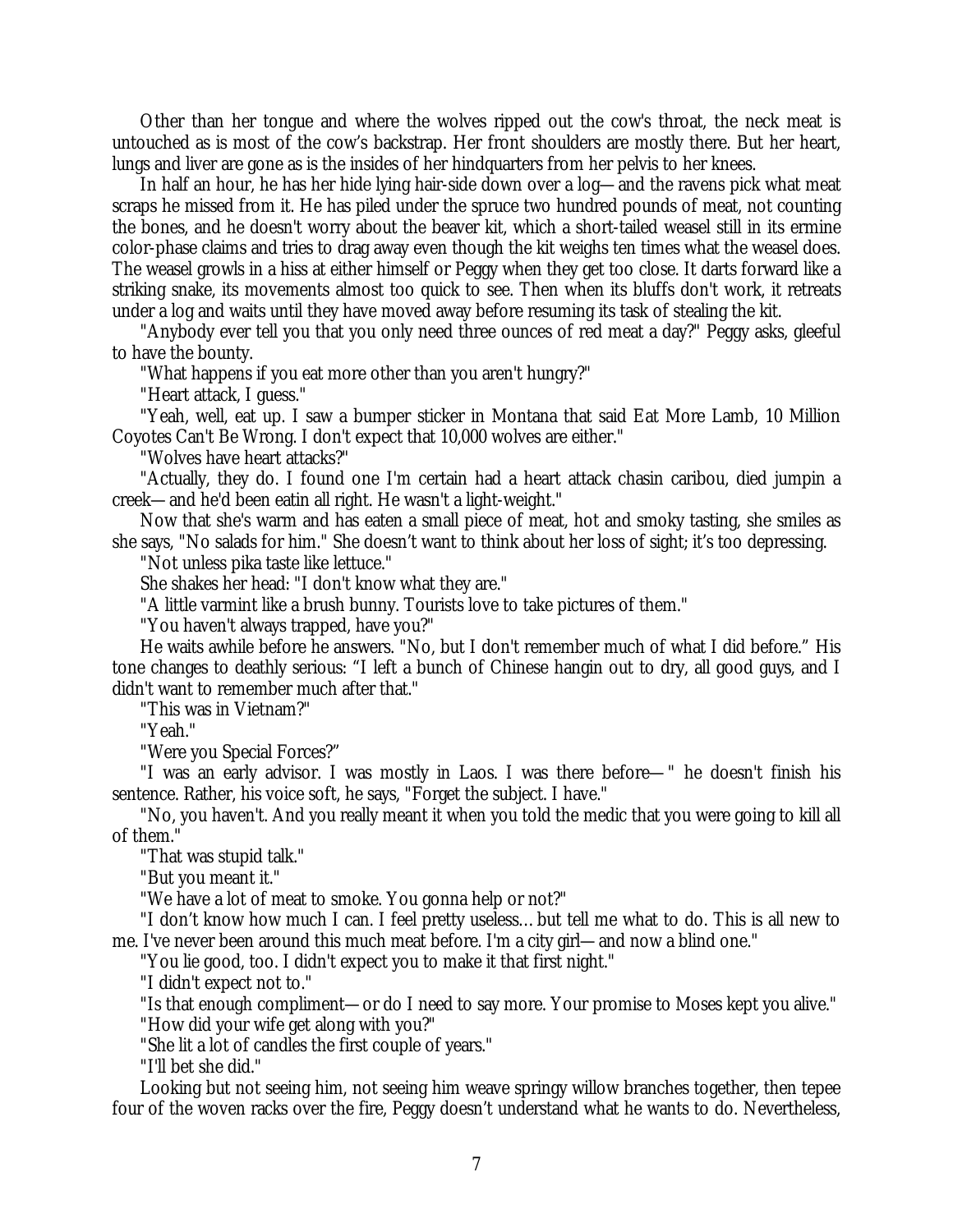Other than her tongue and where the wolves ripped out the cow's throat, the neck meat is untouched as is most of the cow's backstrap. Her front shoulders are mostly there. But her heart, lungs and liver are gone as is the insides of her hindquarters from her pelvis to her knees.

In half an hour, he has her hide lying hair-side down over a log—and the ravens pick what meat scraps he missed from it. He has piled under the spruce two hundred pounds of meat, not counting the bones, and he doesn't worry about the beaver kit, which a short-tailed weasel still in its ermine color-phase claims and tries to drag away even though the kit weighs ten times what the weasel does. The weasel growls in a hiss at either himself or Peggy when they get too close. It darts forward like a striking snake, its movements almost too quick to see. Then when its bluffs don't work, it retreats under a log and waits until they have moved away before resuming its task of stealing the kit.

"Anybody ever tell you that you only need three ounces of red meat a day?" Peggy asks, gleeful to have the bounty.

"What happens if you eat more other than you aren't hungry?"

"Heart attack, I guess."

"Yeah, well, eat up. I saw a bumper sticker in Montana that said Eat More Lamb, 10 Million Coyotes Can't Be Wrong. I don't expect that 10,000 wolves are either."

"Wolves have heart attacks?"

"Actually, they do. I found one I'm certain had a heart attack chasin caribou, died jumpin a creek—and he'd been eatin all right. He wasn't a light-weight."

Now that she's warm and has eaten a small piece of meat, hot and smoky tasting, she smiles as she says, "No salads for him." She doesn't want to think about her loss of sight; it's too depressing.

"Not unless pika taste like lettuce."

She shakes her head: "I don't know what they are."

"A little varmint like a brush bunny. Tourists love to take pictures of them."

"You haven't always trapped, have you?"

He waits awhile before he answers. "No, but I don't remember much of what I did before." His tone changes to deathly serious: "I left a bunch of Chinese hangin out to dry, all good guys, and I didn't want to remember much after that."

"This was in Vietnam?"

"Yeah."

"Were you Special Forces?"

"I was an early advisor. I was mostly in Laos. I was there before—" he doesn't finish his sentence. Rather, his voice soft, he says, "Forget the subject. I have."

"No, you haven't. And you really meant it when you told the medic that you were going to kill all of them."

"That was stupid talk."

"But you meant it."

"We have a lot of meat to smoke. You gonna help or not?"

"I don't know how much I can. I feel pretty useless… but tell me what to do. This is all new to me. I've never been around this much meat before. I'm a city girl—and now a blind one."

"You lie good, too. I didn't expect you to make it that first night."

"I didn't expect not to."

"Is that enough compliment—or do I need to say more. Your promise to Moses kept you alive."

"How did your wife get along with you?"

"She lit a lot of candles the first couple of years."

"I'll bet she did."

Looking but not seeing him, not seeing him weave springy willow branches together, then tepee four of the woven racks over the fire, Peggy doesn't understand what he wants to do. Nevertheless,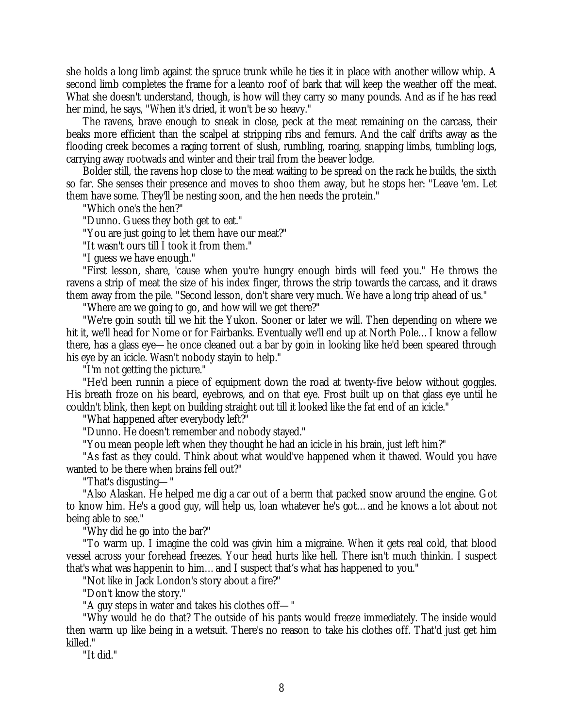she holds a long limb against the spruce trunk while he ties it in place with another willow whip. A second limb completes the frame for a leanto roof of bark that will keep the weather off the meat. What she doesn't understand, though, is how will they carry so many pounds. And as if he has read her mind, he says, "When it's dried, it won't be so heavy."

The ravens, brave enough to sneak in close, peck at the meat remaining on the carcass, their beaks more efficient than the scalpel at stripping ribs and femurs. And the calf drifts away as the flooding creek becomes a raging torrent of slush, rumbling, roaring, snapping limbs, tumbling logs, carrying away rootwads and winter and their trail from the beaver lodge.

Bolder still, the ravens hop close to the meat waiting to be spread on the rack he builds, the sixth so far. She senses their presence and moves to shoo them away, but he stops her: "Leave 'em. Let them have some. They'll be nesting soon, and the hen needs the protein."

"Which one's the hen?"

"Dunno. Guess they both get to eat."

"You are just going to let them have our meat?"

"It wasn't ours till I took it from them."

"I guess we have enough."

"First lesson, share, 'cause when you're hungry enough birds will feed you." He throws the ravens a strip of meat the size of his index finger, throws the strip towards the carcass, and it draws them away from the pile. "Second lesson, don't share very much. We have a long trip ahead of us."

"Where are we going to go, and how will we get there?"

"We're goin south till we hit the Yukon. Sooner or later we will. Then depending on where we hit it, we'll head for Nome or for Fairbanks. Eventually we'll end up at North Pole… I know a fellow there, has a glass eye— he once cleaned out a bar by goin in looking like he'd been speared through his eye by an icicle. Wasn't nobody stayin to help."

"I'm not getting the picture."

"He'd been runnin a piece of equipment down the road at twenty-five below without goggles. His breath froze on his beard, eyebrows, and on that eye. Frost built up on that glass eye until he couldn't blink, then kept on building straight out till it looked like the fat end of an icicle."

"What happened after everybody left?"

"Dunno. He doesn't remember and nobody stayed."

"You mean people left when they thought he had an icicle in his brain, just left him?"

"As fast as they could. Think about what would've happened when it thawed. Would you have wanted to be there when brains fell out?"

"That's disgusting— "

"Also Alaskan. He helped me dig a car out of a berm that packed snow around the engine. Got to know him. He's a good guy, will help us, loan whatever he's got… and he knows a lot about not being able to see."

"Why did he go into the bar?"

"To warm up. I imagine the cold was givin him a migraine. When it gets real cold, that blood vessel across your forehead freezes. Your head hurts like hell. There isn't much thinkin. I suspect that's what was happenin to him… and I suspect that's what has happened to you."

"Not like in Jack London's story about a fire?"

"Don't know the story."

"A guy steps in water and takes his clothes off— "

"Why would he do that? The outside of his pants would freeze immediately. The inside would then warm up like being in a wetsuit. There's no reason to take his clothes off. That'd just get him killed."

"It did."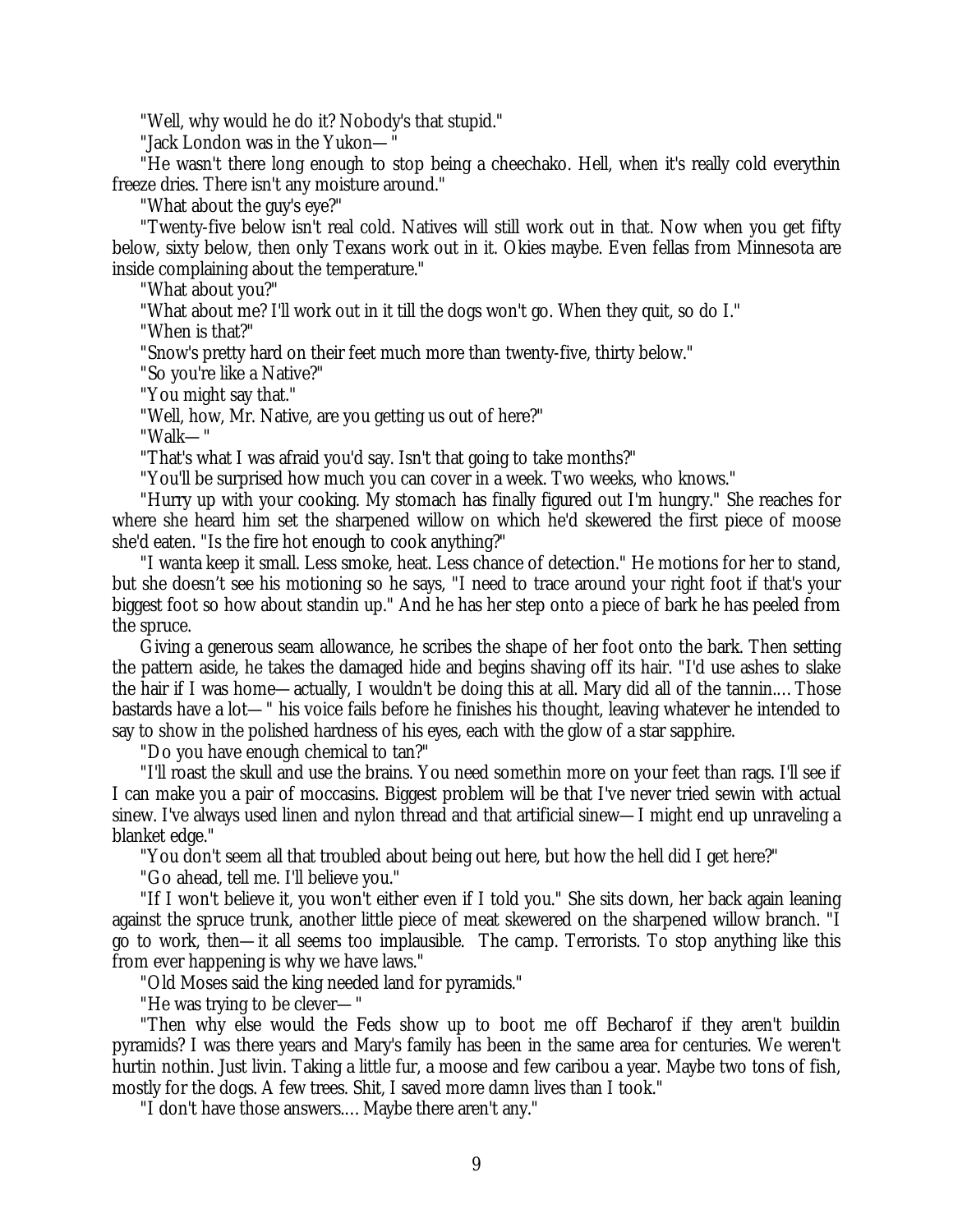"Well, why would he do it? Nobody's that stupid."

"Jack London was in the Yukon— "

"He wasn't there long enough to stop being a cheechako. Hell, when it's really cold everythin freeze dries. There isn't any moisture around."

"What about the guy's eye?"

"Twenty-five below isn't real cold. Natives will still work out in that. Now when you get fifty below, sixty below, then only Texans work out in it. Okies maybe. Even fellas from Minnesota are inside complaining about the temperature."

"What about you?"

"What about me? I'll work out in it till the dogs won't go. When they quit, so do I."

"When is that?"

"Snow's pretty hard on their feet much more than twenty-five, thirty below."

"So you're like a Native?"

"You might say that."

"Well, how, Mr. Native, are you getting us out of here?"

"Walk— "

"That's what I was afraid you'd say. Isn't that going to take months?"

"You'll be surprised how much you can cover in a week. Two weeks, who knows."

"Hurry up with your cooking. My stomach has finally figured out I'm hungry." She reaches for where she heard him set the sharpened willow on which he'd skewered the first piece of moose she'd eaten. "Is the fire hot enough to cook anything?"

"I wanta keep it small. Less smoke, heat. Less chance of detection." He motions for her to stand, but she doesn't see his motioning so he says, "I need to trace around your right foot if that's your biggest foot so how about standin up." And he has her step onto a piece of bark he has peeled from the spruce.

Giving a generous seam allowance, he scribes the shape of her foot onto the bark. Then setting the pattern aside, he takes the damaged hide and begins shaving off its hair. "I'd use ashes to slake the hair if I was home— actually, I wouldn't be doing this at all. Mary did all of the tannin.… Those bastards have a lot— " his voice fails before he finishes his thought, leaving whatever he intended to say to show in the polished hardness of his eyes, each with the glow of a star sapphire.

"Do you have enough chemical to tan?"

"I'll roast the skull and use the brains. You need somethin more on your feet than rags. I'll see if I can make you a pair of moccasins. Biggest problem will be that I've never tried sewin with actual sinew. I've always used linen and nylon thread and that artificial sinew— I might end up unraveling a blanket edge."

"You don't seem all that troubled about being out here, but how the hell did I get here?"

"Go ahead, tell me. I'll believe you."

"If I won't believe it, you won't either even if I told you." She sits down, her back again leaning against the spruce trunk, another little piece of meat skewered on the sharpened willow branch. "I go to work, then— it all seems too implausible. The camp. Terrorists. To stop anything like this from ever happening is why we have laws."

"Old Moses said the king needed land for pyramids."

"He was trying to be clever— "

"Then why else would the Feds show up to boot me off Becharof if they aren't buildin pyramids? I was there years and Mary's family has been in the same area for centuries. We weren't hurtin nothin. Just livin. Taking a little fur, a moose and few caribou a year. Maybe two tons of fish, mostly for the dogs. A few trees. Shit, I saved more damn lives than I took."

"I don't have those answers.… Maybe there aren't any."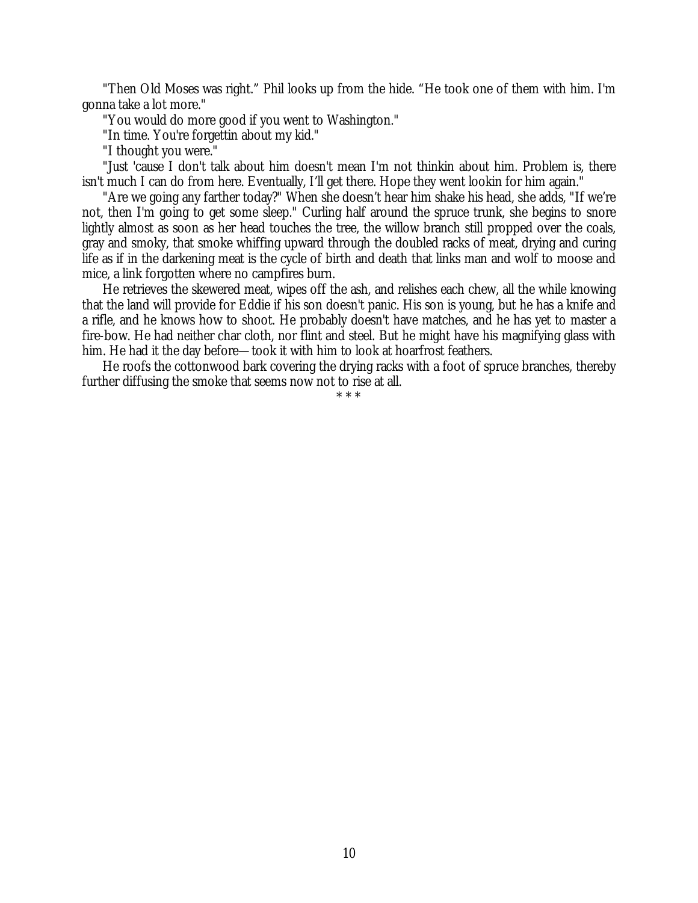"Then Old Moses was right." Phil looks up from the hide. "He took one of them with him. I'm gonna take a lot more."

"You would do more good if you went to Washington."

"In time. You're forgettin about my kid."

"I thought you were."

"Just 'cause I don't talk about him doesn't mean I'm not thinkin about him. Problem is, there isn't much I can do from here. Eventually, I'll get there. Hope they went lookin for him again."

"Are we going any farther today?" When she doesn't hear him shake his head, she adds, "If we're not, then I'm going to get some sleep." Curling half around the spruce trunk, she begins to snore lightly almost as soon as her head touches the tree, the willow branch still propped over the coals, gray and smoky, that smoke whiffing upward through the doubled racks of meat, drying and curing life as if in the darkening meat is the cycle of birth and death that links man and wolf to moose and mice, a link forgotten where no campfires burn.

He retrieves the skewered meat, wipes off the ash, and relishes each chew, all the while knowing that the land will provide for Eddie if his son doesn't panic. His son is young, but he has a knife and a rifle, and he knows how to shoot. He probably doesn't have matches, and he has yet to master a fire-bow. He had neither char cloth, nor flint and steel. But he might have his magnifying glass with him. He had it the day before—took it with him to look at hoarfrost feathers.

He roofs the cottonwood bark covering the drying racks with a foot of spruce branches, thereby further diffusing the smoke that seems now not to rise at all.

* * *